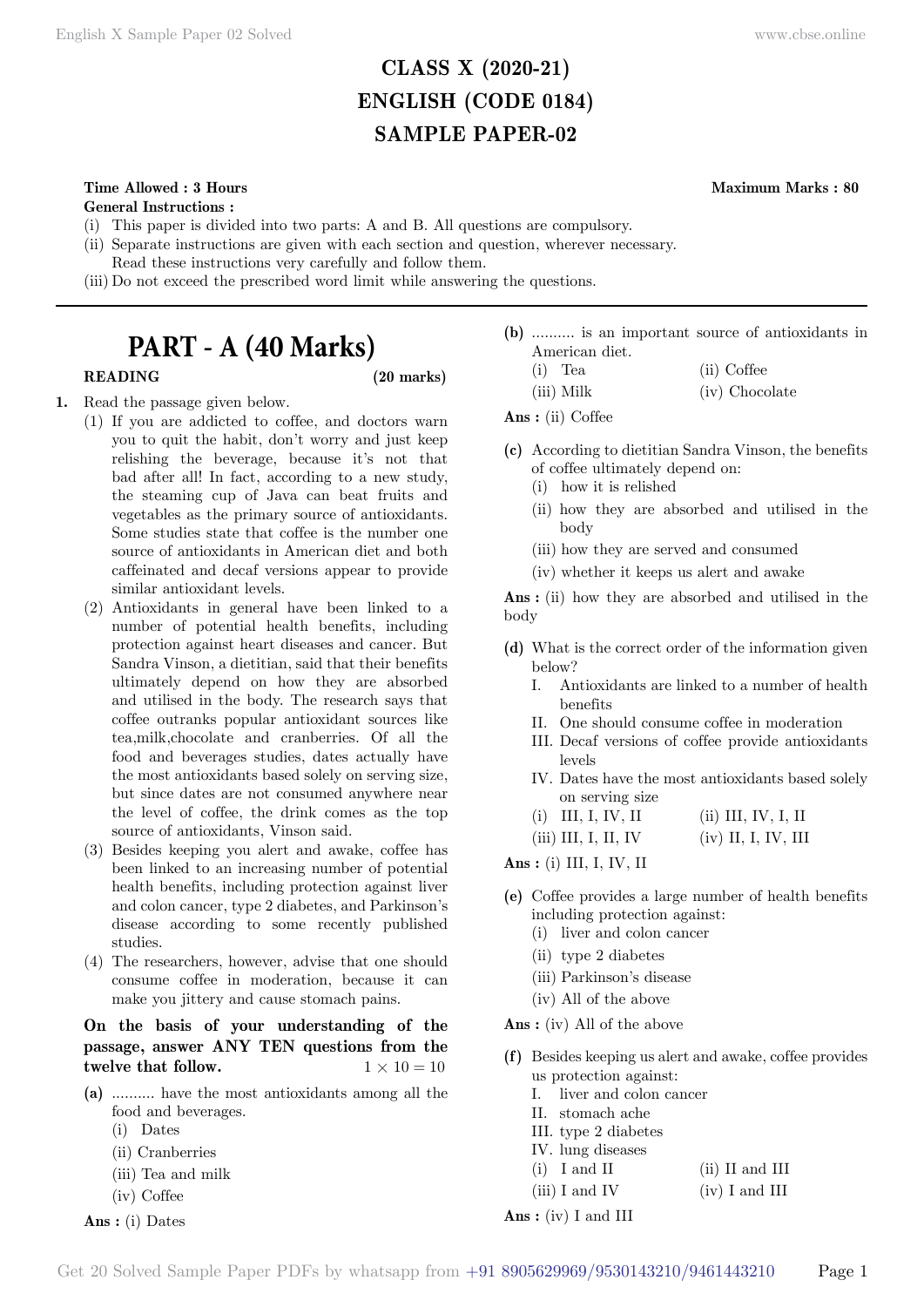# CLASS X (2020-21)
# ENGLISH (CODE 0184)
# SAMPLE PAPER-02

**Time Allowed : 3 Hours** **Maximum Marks : 80**

**General Instructions :**

(i) This paper is divided into two parts: A and B. All questions are compulsory.
(ii) Separate instructions are given with each section and question, wherever necessary. Read these instructions very carefully and follow them.
(iii) Do not exceed the prescribed word limit while answering the questions.

## PART - A (40 Marks)

**READING** **(20 marks)**

**1.** Read the passage given below.

(1) If you are addicted to coffee, and doctors warn you to quit the habit, don't worry and just keep relishing the beverage, because it's not that bad after all! In fact, according to a new study, the steaming cup of Java can beat fruits and vegetables as the primary source of antioxidants. Some studies state that coffee is the number one source of antioxidants in American diet and both caffeinated and decaf versions appear to provide similar antioxidant levels.

(2) Antioxidants in general have been linked to a number of potential health benefits, including protection against heart diseases and cancer. But Sandra Vinson, a dietitian, said that their benefits ultimately depend on how they are absorbed and utilised in the body. The research says that coffee outranks popular antioxidant sources like tea,milk,chocolate and cranberries. Of all the food and beverages studies, dates actually have the most antioxidants based solely on serving size, but since dates are not consumed anywhere near the level of coffee, the drink comes as the top source of antioxidants, Vinson said.

(3) Besides keeping you alert and awake, coffee has been linked to an increasing number of potential health benefits, including protection against liver and colon cancer, type 2 diabetes, and Parkinson's disease according to some recently published studies.

(4) The researchers, however, advise that one should consume coffee in moderation, because it can make you jittery and cause stomach pains.

**On the basis of your understanding of the passage, answer ANY TEN questions from the twelve that follow.** $1 \times 10 = 10$

**(a)** .......... have the most antioxidants among all the food and beverages.
(i) Dates
(ii) Cranberries
(iii) Tea and milk
(iv) Coffee

**Ans :** (i) Dates

**(b)** .......... is an important source of antioxidants in American diet.
(i) Tea
(ii) Coffee
(iii) Milk
(iv) Chocolate

**Ans :** (ii) Coffee

**(c)** According to dietitian Sandra Vinson, the benefits of coffee ultimately depend on:
(i) how it is relished
(ii) how they are absorbed and utilised in the body
(iii) how they are served and consumed
(iv) whether it keeps us alert and awake

**Ans :** (ii) how they are absorbed and utilised in the body

**(d)** What is the correct order of the information given below?
I. Antioxidants are linked to a number of health benefits
II. One should consume coffee in moderation
III. Decaf versions of coffee provide antioxidants levels
IV. Dates have the most antioxidants based solely on serving size

(i) III, I, IV, II
(ii) III, IV, I, II
(iii) III, I, II, IV
(iv) II, I, IV, III

**Ans :** (i) III, I, IV, II

**(e)** Coffee provides a large number of health benefits including protection against:
(i) liver and colon cancer
(ii) type 2 diabetes
(iii) Parkinson's disease
(iv) All of the above

**Ans :** (iv) All of the above

**(f)** Besides keeping us alert and awake, coffee provides us protection against:
I. liver and colon cancer
II. stomach ache
III. type 2 diabetes
IV. lung diseases

(i) I and II
(ii) II and III
(iii) I and IV
(iv) I and III

**Ans :** (iv) I and III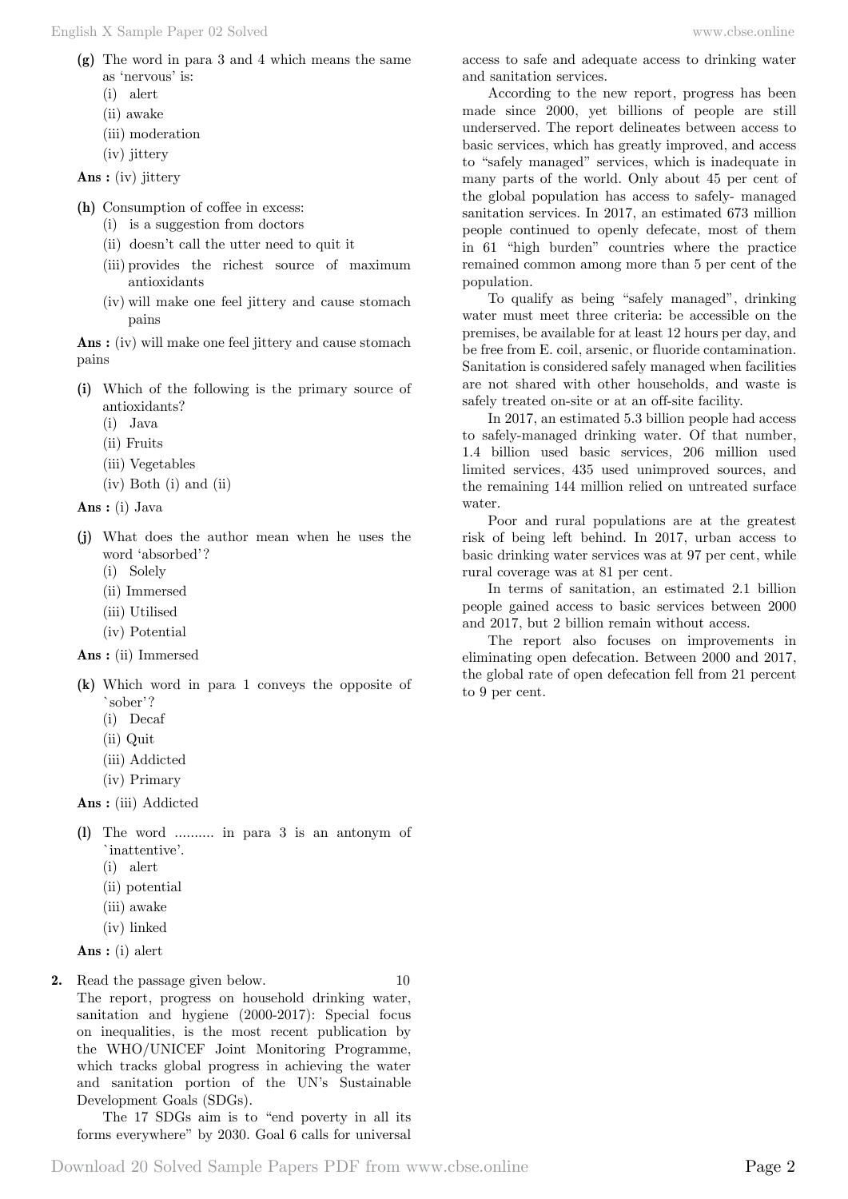**(g)** The word in para 3 and 4 which means the same as 'nervous' is:

(i) alert
(ii) awake
(iii) moderation
(iv) jittery

**Ans :** (iv) jittery

**(h)** Consumption of coffee in excess:

(i) is a suggestion from doctors
(ii) doesn't call the utter need to quit it
(iii) provides the richest source of maximum antioxidants
(iv) will make one feel jittery and cause stomach pains

**Ans :** (iv) will make one feel jittery and cause stomach pains

**(i)** Which of the following is the primary source of antioxidants?

(i) Java
(ii) Fruits
(iii) Vegetables
(iv) Both (i) and (ii)

**Ans :** (i) Java

**(j)** What does the author mean when he uses the word 'absorbed'?

(i) Solely
(ii) Immersed
(iii) Utilised
(iv) Potential

**Ans :** (ii) Immersed

**(k)** Which word in para 1 conveys the opposite of `sober'?

(i) Decaf
(ii) Quit
(iii) Addicted
(iv) Primary

**Ans :** (iii) Addicted

**(l)** The word .......... in para 3 is an antonym of `inattentive'.

(i) alert
(ii) potential
(iii) awake
(iv) linked

**Ans :** (i) alert

**2.** Read the passage given below. 10

The report, progress on household drinking water, sanitation and hygiene (2000-2017): Special focus on inequalities, is the most recent publication by the WHO/UNICEF Joint Monitoring Programme, which tracks global progress in achieving the water and sanitation portion of the UN's Sustainable Development Goals (SDGs).

The 17 SDGs aim is to "end poverty in all its forms everywhere" by 2030. Goal 6 calls for universal access to safe and adequate access to drinking water and sanitation services.

According to the new report, progress has been made since 2000, yet billions of people are still underserved. The report delineates between access to basic services, which has greatly improved, and access to "safely managed" services, which is inadequate in many parts of the world. Only about 45 per cent of the global population has access to safely- managed sanitation services. In 2017, an estimated 673 million people continued to openly defecate, most of them in 61 "high burden" countries where the practice remained common among more than 5 per cent of the population.

To qualify as being "safely managed", drinking water must meet three criteria: be accessible on the premises, be available for at least 12 hours per day, and be free from E. coil, arsenic, or fluoride contamination. Sanitation is considered safely managed when facilities are not shared with other households, and waste is safely treated on-site or at an off-site facility.

In 2017, an estimated 5.3 billion people had access to safely-managed drinking water. Of that number, 1.4 billion used basic services, 206 million used limited services, 435 used unimproved sources, and the remaining 144 million relied on untreated surface water.

Poor and rural populations are at the greatest risk of being left behind. In 2017, urban access to basic drinking water services was at 97 per cent, while rural coverage was at 81 per cent.

In terms of sanitation, an estimated 2.1 billion people gained access to basic services between 2000 and 2017, but 2 billion remain without access.

The report also focuses on improvements in eliminating open defecation. Between 2000 and 2017, the global rate of open defecation fell from 21 percent to 9 per cent.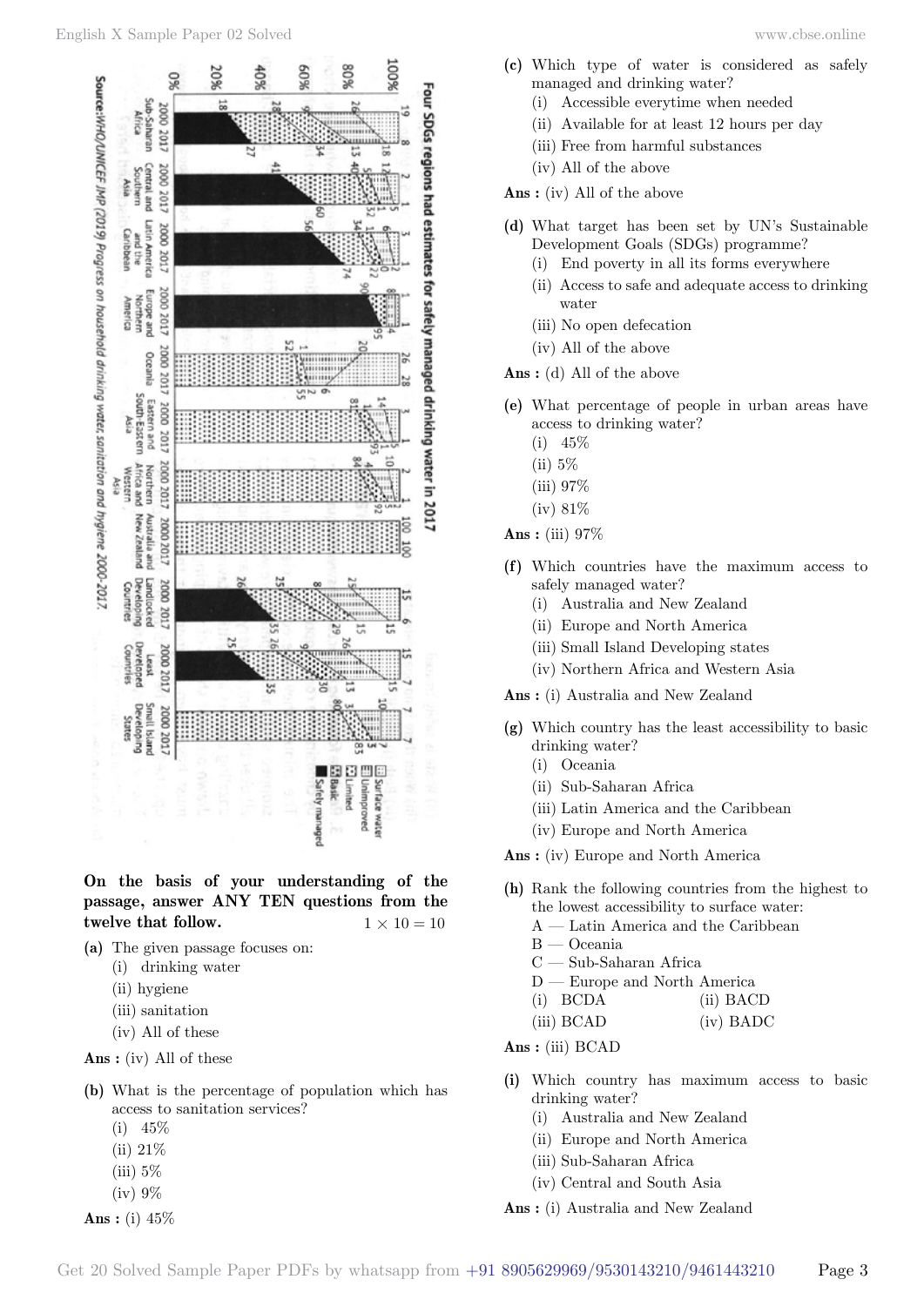Four SDGs regions had estimates for safely managed drinking water in 2017

Source: WHO/UNICEF JMP (2019) Progress on household drinking water, sanitation and hygiene 2000-2017.

**On the basis of your understanding of the passage, answer ANY TEN questions from the twelve that follow.** $1 \times 10 = 10$

**(a)** The given passage focuses on:
(i) drinking water
(ii) hygiene
(iii) sanitation
(iv) All of these

**Ans :** (iv) All of these

**(b)** What is the percentage of population which has access to sanitation services?
(i) 45%
(ii) 21%
(iii) 5%
(iv) 9%

**Ans :** (i) 45%

**(c)** Which type of water is considered as safely managed and drinking water?
(i) Accessible everytime when needed
(ii) Available for at least 12 hours per day
(iii) Free from harmful substances
(iv) All of the above

**Ans :** (iv) All of the above

**(d)** What target has been set by UN's Sustainable Development Goals (SDGs) programme?
(i) End poverty in all its forms everywhere
(ii) Access to safe and adequate access to drinking water
(iii) No open defecation
(iv) All of the above

**Ans :** (d) All of the above

**(e)** What percentage of people in urban areas have access to drinking water?
(i) 45%
(ii) 5%
(iii) 97%
(iv) 81%

**Ans :** (iii) 97%

**(f)** Which countries have the maximum access to safely managed water?
(i) Australia and New Zealand
(ii) Europe and North America
(iii) Small Island Developing states
(iv) Northern Africa and Western Asia

**Ans :** (i) Australia and New Zealand

**(g)** Which country has the least accessibility to basic drinking water?
(i) Oceania
(ii) Sub-Saharan Africa
(iii) Latin America and the Caribbean
(iv) Europe and North America

**Ans :** (iv) Europe and North America

**(h)** Rank the following countries from the highest to the lowest accessibility to surface water:
A — Latin America and the Caribbean
B — Oceania
C — Sub-Saharan Africa
D — Europe and North America
(i) BCDA
(ii) BACD
(iii) BCAD
(iv) BADC

**Ans :** (iii) BCAD

**(i)** Which country has maximum access to basic drinking water?
(i) Australia and New Zealand
(ii) Europe and North America
(iii) Sub-Saharan Africa
(iv) Central and South Asia

**Ans :** (i) Australia and New Zealand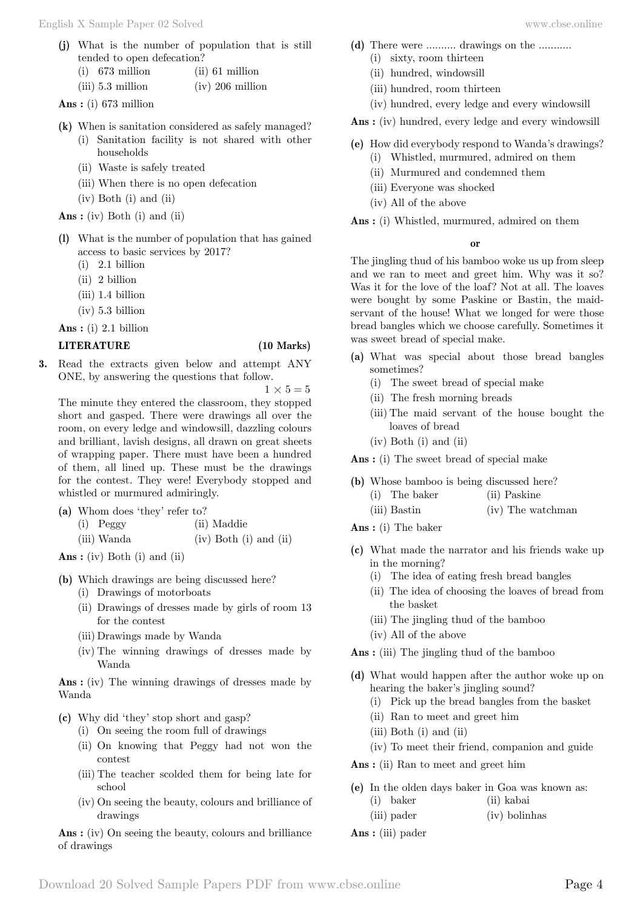**(j)** What is the number of population that is still tended to open defecation?

(i) 673 million (ii) 61 million
(iii) 5.3 million (iv) 206 million

**Ans :** (i) 673 million

**(k)** When is sanitation considered as safely managed?

(i) Sanitation facility is not shared with other households
(ii) Waste is safely treated
(iii) When there is no open defecation
(iv) Both (i) and (ii)

**Ans :** (iv) Both (i) and (ii)

**(l)** What is the number of population that has gained access to basic services by 2017?

(i) 2.1 billion
(ii) 2 billion
(iii) 1.4 billion
(iv) 5.3 billion

**Ans :** (i) 2.1 billion

**LITERATURE (10 Marks)**

**3.** Read the extracts given below and attempt ANY ONE, by answering the questions that follow. $1 \times 5 = 5$

The minute they entered the classroom, they stopped short and gasped. There were drawings all over the room, on every ledge and windowsill, dazzling colours and brilliant, lavish designs, all drawn on great sheets of wrapping paper. There must have been a hundred of them, all lined up. These must be the drawings for the contest. They were! Everybody stopped and whistled or murmured admiringly.

**(a)** Whom does 'they' refer to?

(i) Peggy (ii) Maddie
(iii) Wanda (iv) Both (i) and (ii)

**Ans :** (iv) Both (i) and (ii)

**(b)** Which drawings are being discussed here?

(i) Drawings of motorboats
(ii) Drawings of dresses made by girls of room 13 for the contest
(iii) Drawings made by Wanda
(iv) The winning drawings of dresses made by Wanda

**Ans :** (iv) The winning drawings of dresses made by Wanda

**(c)** Why did 'they' stop short and gasp?

(i) On seeing the room full of drawings
(ii) On knowing that Peggy had not won the contest
(iii) The teacher scolded them for being late for school
(iv) On seeing the beauty, colours and brilliance of drawings

**Ans :** (iv) On seeing the beauty, colours and brilliance of drawings

**(d)** There were .......... drawings on the ...........

(i) sixty, room thirteen
(ii) hundred, windowsill
(iii) hundred, room thirteen
(iv) hundred, every ledge and every windowsill

**Ans :** (iv) hundred, every ledge and every windowsill

**(e)** How did everybody respond to Wanda's drawings?

(i) Whistled, murmured, admired on them
(ii) Murmured and condemned them
(iii) Everyone was shocked
(iv) All of the above

**Ans :** (i) Whistled, murmured, admired on them

**or**

The jingling thud of his bamboo woke us up from sleep and we ran to meet and greet him. Why was it so? Was it for the love of the loaf? Not at all. The loaves were bought by some Paskine or Bastin, the maid-servant of the house! What we longed for were those bread bangles which we choose carefully. Sometimes it was sweet bread of special make.

**(a)** What was special about those bread bangles sometimes?

(i) The sweet bread of special make
(ii) The fresh morning breads
(iii) The maid servant of the house bought the loaves of bread
(iv) Both (i) and (ii)

**Ans :** (i) The sweet bread of special make

**(b)** Whose bamboo is being discussed here?

(i) The baker (ii) Paskine
(iii) Bastin (iv) The watchman

**Ans :** (i) The baker

**(c)** What made the narrator and his friends wake up in the morning?

(i) The idea of eating fresh bread bangles
(ii) The idea of choosing the loaves of bread from the basket
(iii) The jingling thud of the bamboo
(iv) All of the above

**Ans :** (iii) The jingling thud of the bamboo

**(d)** What would happen after the author woke up on hearing the baker's jingling sound?

(i) Pick up the bread bangles from the basket
(ii) Ran to meet and greet him
(iii) Both (i) and (ii)
(iv) To meet their friend, companion and guide

**Ans :** (ii) Ran to meet and greet him

**(e)** In the olden days baker in Goa was known as:

(i) baker (ii) kabai
(iii) pader (iv) bolinhas

**Ans :** (iii) pader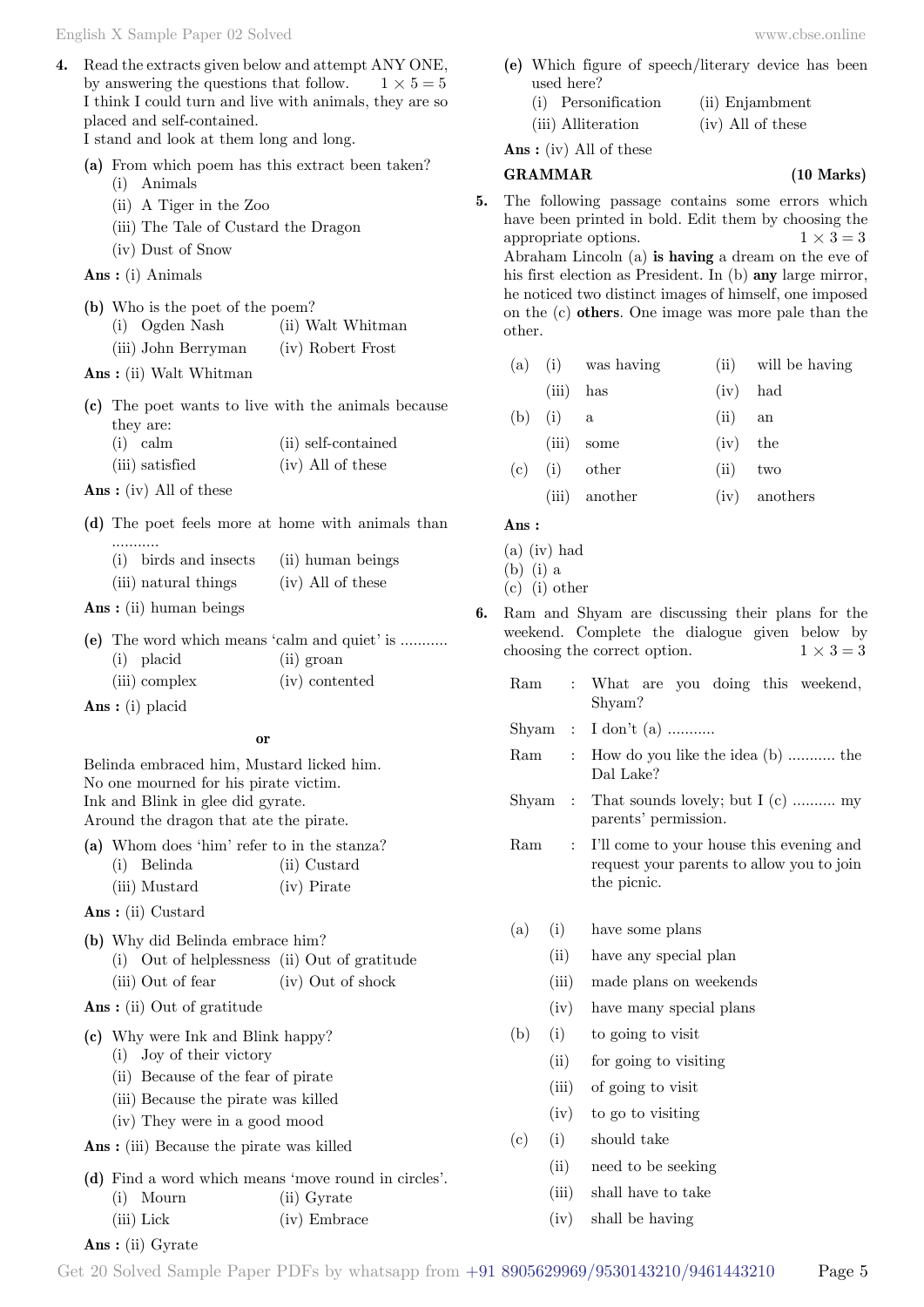**4.** Read the extracts given below and attempt ANY ONE, by answering the questions that follow. $1 \times 5 = 5$

I think I could turn and live with animals, they are so placed and self-contained.
I stand and look at them long and long.

**(a)** From which poem has this extract been taken?
(i) Animals
(ii) A Tiger in the Zoo
(iii) The Tale of Custard the Dragon
(iv) Dust of Snow

**Ans :** (i) Animals

**(b)** Who is the poet of the poem?
(i) Ogden Nash (ii) Walt Whitman
(iii) John Berryman (iv) Robert Frost

**Ans :** (ii) Walt Whitman

**(c)** The poet wants to live with the animals because they are:
(i) calm (ii) self-contained
(iii) satisfied (iv) All of these

**Ans :** (iv) All of these

**(d)** The poet feels more at home with animals than ...........
(i) birds and insects (ii) human beings
(iii) natural things (iv) All of these

**Ans :** (ii) human beings

**(e)** The word which means 'calm and quiet' is ...........
(i) placid (ii) groan
(iii) complex (iv) contented

**Ans :** (i) placid

**or**

Belinda embraced him, Mustard licked him.
No one mourned for his pirate victim.
Ink and Blink in glee did gyrate.
Around the dragon that ate the pirate.

**(a)** Whom does 'him' refer to in the stanza?
(i) Belinda (ii) Custard
(iii) Mustard (iv) Pirate

**Ans :** (ii) Custard

**(b)** Why did Belinda embrace him?
(i) Out of helplessness (ii) Out of gratitude
(iii) Out of fear (iv) Out of shock

**Ans :** (ii) Out of gratitude

**(c)** Why were Ink and Blink happy?
(i) Joy of their victory
(ii) Because of the fear of pirate
(iii) Because the pirate was killed
(iv) They were in a good mood

**Ans :** (iii) Because the pirate was killed

**(d)** Find a word which means 'move round in circles'.
(i) Mourn (ii) Gyrate
(iii) Lick (iv) Embrace

**Ans :** (ii) Gyrate

**(e)** Which figure of speech/literary device has been used here?
(i) Personification (ii) Enjambment
(iii) Alliteration (iv) All of these

**Ans :** (iv) All of these

## GRAMMAR (10 Marks)

**5.** The following passage contains some errors which have been printed in bold. Edit them by choosing the appropriate options. $1 \times 3 = 3$

Abraham Lincoln (a) **is having** a dream on the eve of his first election as President. In (b) **any** large mirror, he noticed two distinct images of himself, one imposed on the (c) **others**. One image was more pale than the other.

| | | | | |
|---|---|---|---|---|
| (a) | (i) | was having | (ii) | will be having |
| | (iii) | has | (iv) | had |
| (b) | (i) | a | (ii) | an |
| | (iii) | some | (iv) | the |
| (c) | (i) | other | (ii) | two |
| | (iii) | another | (iv) | anothers |

**Ans :**

(a) (iv) had
(b) (i) a
(c) (i) other

**6.** Ram and Shyam are discussing their plans for the weekend. Complete the dialogue given below by choosing the correct option. $1 \times 3 = 3$

Ram : What are you doing this weekend, Shyam?
Shyam : I don't (a) ...........
Ram : How do you like the idea (b) ........... the Dal Lake?
Shyam : That sounds lovely; but I (c) .......... my parents' permission.
Ram : I'll come to your house this evening and request your parents to allow you to join the picnic.

(a) (i) have some plans
(ii) have any special plan
(iii) made plans on weekends
(iv) have many special plans

(b) (i) to going to visit
(ii) for going to visiting
(iii) of going to visit
(iv) to go to visiting

(c) (i) should take
(ii) need to be seeking
(iii) shall have to take
(iv) shall be having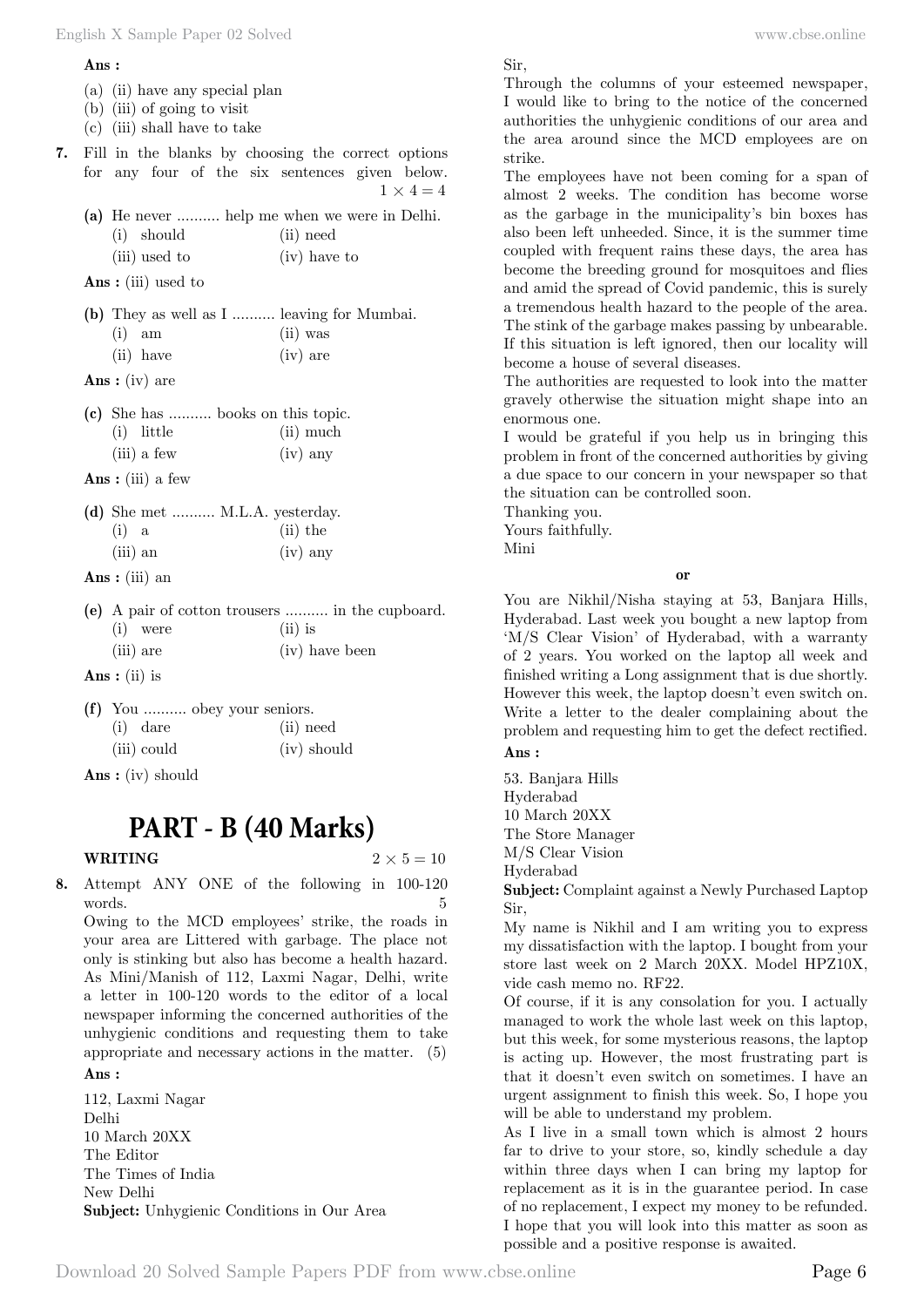**Ans :**

(a) (ii) have any special plan
(b) (iii) of going to visit
(c) (iii) shall have to take

**7.** Fill in the blanks by choosing the correct options for any four of the six sentences given below. $1 \times 4 = 4$

**(a)** He never .......... help me when we were in Delhi.
(i) should (ii) need
(iii) used to (iv) have to

**Ans :** (iii) used to

**(b)** They as well as I .......... leaving for Mumbai.
(i) am (ii) was
(ii) have (iv) are

**Ans :** (iv) are

**(c)** She has .......... books on this topic.
(i) little (ii) much
(iii) a few (iv) any

**Ans :** (iii) a few

**(d)** She met .......... M.L.A. yesterday.
(i) a (ii) the
(iii) an (iv) any

**Ans :** (iii) an

**(e)** A pair of cotton trousers .......... in the cupboard.
(i) were (ii) is
(iii) are (iv) have been

**Ans :** (ii) is

**(f)** You .......... obey your seniors.
(i) dare (ii) need
(iii) could (iv) should

**Ans :** (iv) should

# PART - B (40 Marks)

**WRITING** $2 \times 5 = 10$

**8.** Attempt ANY ONE of the following in 100-120 words. 5

Owing to the MCD employees' strike, the roads in your area are Littered with garbage. The place not only is stinking but also has become a health hazard. As Mini/Manish of 112, Laxmi Nagar, Delhi, write a letter in 100-120 words to the editor of a local newspaper informing the concerned authorities of the unhygienic conditions and requesting them to take appropriate and necessary actions in the matter. (5)

**Ans :**

112, Laxmi Nagar
Delhi
10 March 20XX
The Editor
The Times of India
New Delhi
**Subject:** Unhygienic Conditions in Our Area

Sir,
Through the columns of your esteemed newspaper, I would like to bring to the notice of the concerned authorities the unhygienic conditions of our area and the area around since the MCD employees are on strike.
The employees have not been coming for a span of almost 2 weeks. The condition has become worse as the garbage in the municipality's bin boxes has also been left unheeded. Since, it is the summer time coupled with frequent rains these days, the area has become the breeding ground for mosquitoes and flies and amid the spread of Covid pandemic, this is surely a tremendous health hazard to the people of the area. The stink of the garbage makes passing by unbearable. If this situation is left ignored, then our locality will become a house of several diseases.
The authorities are requested to look into the matter gravely otherwise the situation might shape into an enormous one.
I would be grateful if you help us in bringing this problem in front of the concerned authorities by giving a due space to our concern in your newspaper so that the situation can be controlled soon.
Thanking you.
Yours faithfully.
Mini

**or**

You are Nikhil/Nisha staying at 53, Banjara Hills, Hyderabad. Last week you bought a new laptop from 'M/S Clear Vision' of Hyderabad, with a warranty of 2 years. You worked on the laptop all week and finished writing a Long assignment that is due shortly. However this week, the laptop doesn't even switch on. Write a letter to the dealer complaining about the problem and requesting him to get the defect rectified.

**Ans :**

53. Banjara Hills
Hyderabad
10 March 20XX
The Store Manager
M/S Clear Vision
Hyderabad
**Subject:** Complaint against a Newly Purchased Laptop

Sir,
My name is Nikhil and I am writing you to express my dissatisfaction with the laptop. I bought from your store last week on 2 March 20XX. Model HPZ10X, vide cash memo no. RF22.
Of course, if it is any consolation for you. I actually managed to work the whole last week on this laptop, but this week, for some mysterious reasons, the laptop is acting up. However, the most frustrating part is that it doesn't even switch on sometimes. I have an urgent assignment to finish this week. So, I hope you will be able to understand my problem.
As I live in a small town which is almost 2 hours far to drive to your store, so, kindly schedule a day within three days when I can bring my laptop for replacement as it is in the guarantee period. In case of no replacement, I expect my money to be refunded. I hope that you will look into this matter as soon as possible and a positive response is awaited.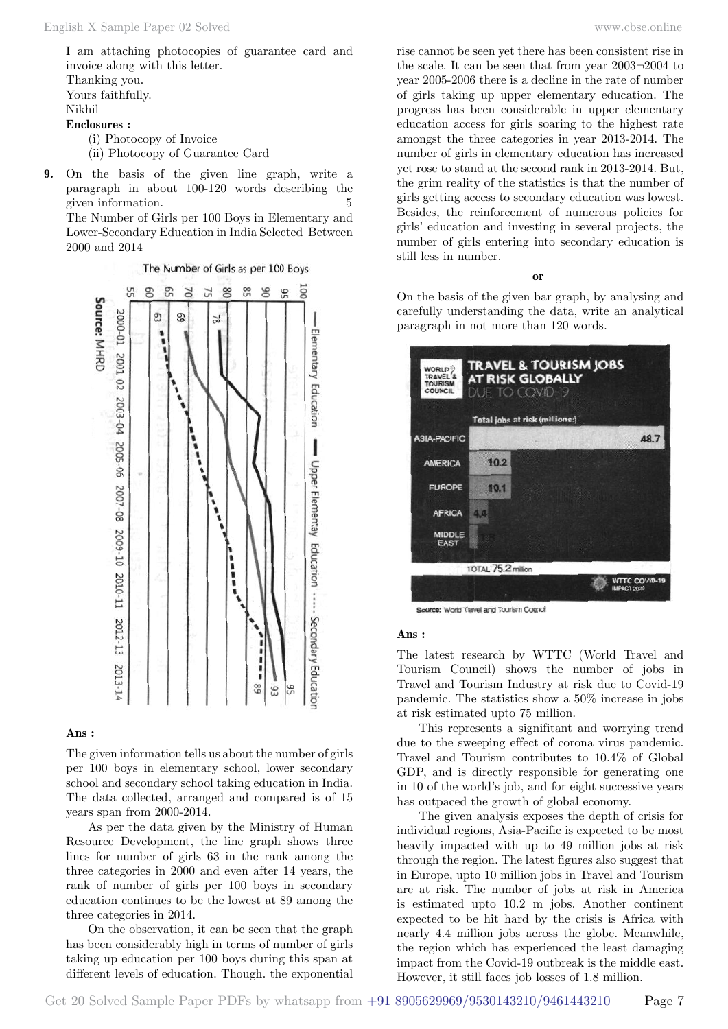I am attaching photocopies of guarantee card and invoice along with this letter.

Thanking you.

Yours faithfully.

Nikhil

**Enclosures :**

(i) Photocopy of Invoice

(ii) Photocopy of Guarantee Card

**9.** On the basis of the given line graph, write a paragraph in about 100-120 words describing the given information. 5

The Number of Girls per 100 Boys in Elementary and Lower-Secondary Education in India Selected Between 2000 and 2014

**Ans :**

The given information tells us about the number of girls per 100 boys in elementary school, lower secondary school and secondary school taking education in India. The data collected, arranged and compared is of 15 years span from 2000-2014.

As per the data given by the Ministry of Human Resource Development, the line graph shows three lines for number of girls 63 in the rank among the three categories in 2000 and even after 14 years, the rank of number of girls per 100 boys in secondary education continues to be the lowest at 89 among the three categories in 2014.

On the observation, it can be seen that the graph has been considerably high in terms of number of girls taking up education per 100 boys during this span at different levels of education. Though. the exponential rise cannot be seen yet there has been consistent rise in the scale. It can be seen that from year 2003¬2004 to year 2005-2006 there is a decline in the rate of number of girls taking up upper elementary education. The progress has been considerable in upper elementary education access for girls soaring to the highest rate amongst the three categories in year 2013-2014. The number of girls in elementary education has increased yet rose to stand at the second rank in 2013-2014. But, the grim reality of the statistics is that the number of girls getting access to secondary education was lowest. Besides, the reinforcement of numerous policies for girls' education and investing in several projects, the number of girls entering into secondary education is still less in number.

**or**

On the basis of the given bar graph, by analysing and carefully understanding the data, write an analytical paragraph in not more than 120 words.

**Ans :**

The latest research by WTTC (World Travel and Tourism Council) shows the number of jobs in Travel and Tourism Industry at risk due to Covid-19 pandemic. The statistics show a 50% increase in jobs at risk estimated upto 75 million.

This represents a signifitant and worrying trend due to the sweeping effect of corona virus pandemic. Travel and Tourism contributes to 10.4% of Global GDP, and is directly responsible for generating one in 10 of the world's job, and for eight successive years has outpaced the growth of global economy.

The given analysis exposes the depth of crisis for individual regions, Asia-Pacific is expected to be most heavily impacted with up to 49 million jobs at risk through the region. The latest figures also suggest that in Europe, upto 10 million jobs in Travel and Tourism are at risk. The number of jobs at risk in America is estimated upto 10.2 m jobs. Another continent expected to be hit hard by the crisis is Africa with nearly 4.4 million jobs across the globe. Meanwhile, the region which has experienced the least damaging impact from the Covid-19 outbreak is the middle east. However, it still faces job losses of 1.8 million.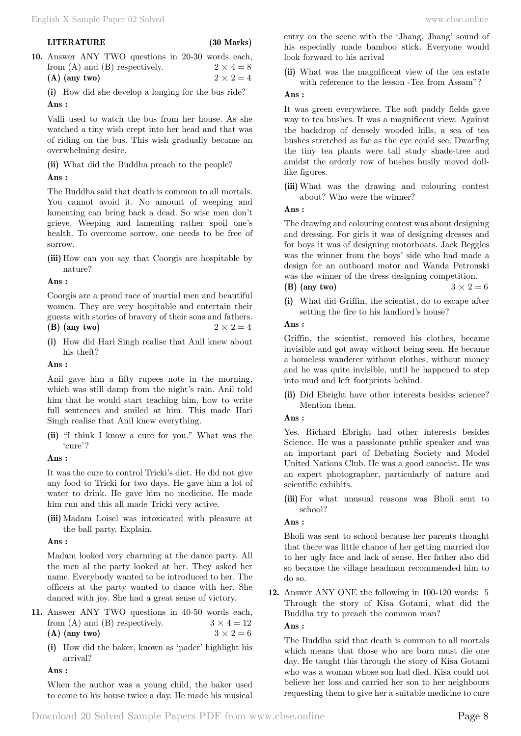**LITERATURE (30 Marks)**

**10.** Answer ANY TWO questions in 20-30 words each, from (A) and (B) respectively. $2 \times 4 = 8$

**(A) (any two)** $2 \times 2 = 4$

**(i)** How did she develop a longing for the bus ride?

**Ans :**

Valli used to watch the bus from her house. As she watched a tiny wish crept into her head and that was of riding on the bus. This wish gradually became an overwhelming desire.

**(ii)** What did the Buddha preach to the people?

**Ans :**

The Buddha said that death is common to all mortals. You cannot avoid it. No amount of weeping and lamenting can bring back a dead. So wise men don't grieve. Weeping and lamenting rather spoil one's health. To overcome sorrow, one needs to be free of sorrow.

**(iii)** How can you say that Coorgis are hospitable by nature?

**Ans :**

Coorgis are a proud race of martial men and beautiful women. They are very hospitable and entertain their guests with stories of bravery of their sons and fathers.

**(B) (any two)** $2 \times 2 = 4$

**(i)** How did Hari Singh realise that Anil knew about his theft?

**Ans :**

Anil gave him a fifty rupees note in the morning, which was still damp from the night's rain. Anil told him that he would start teaching him, how to write full sentences and smiled at him. This made Hari Singh realise that Anil knew everything.

**(ii)** "I think I know a cure for you." What was the 'cure'?

**Ans :**

It was the cure to control Tricki's diet. He did not give any food to Tricki for two days. He gave him a lot of water to drink. He gave him no medicine. He made him run and this all made Tricki very active.

**(iii)** Madam Loisel was intoxicated with pleasure at the ball party. Explain.

**Ans :**

Madam looked very charming at the dance party. All the men al the party looked at her. They asked her name. Everybody wanted to be introduced to her. The officers at the party wanted to dance with her. She danced with joy. She had a great sense of victory.

**11.** Answer ANY TWO questions in 40-50 words each, from (A) and (B) respectively. $3 \times 4 = 12$

**(A) (any two)** $3 \times 2 = 6$

**(i)** How did the baker, known as 'pader' highlight his arrival?

**Ans :**

When the author was a young child, the baker used to come to his house twice a day. He made his musical entry on the scene with the 'Jhang, Jhang' sound of his especially made bamboo stick. Everyone would look forward to his arrival

**(ii)** What was the magnificent view of the tea estate with reference to the lesson -Tea from Assam"?

**Ans :**

It was green everywhere. The soft paddy fields gave way to tea bushes. It was a magnificent view. Against the backdrop of densely wooded hills, a sea of tea bushes stretched as far as the eye could see. Dwarfing the tiny tea plants were tall study shade-tree and amidst the orderly row of bushes busily moved doll-like figures.

**(iii)** What was the drawing and colouring contest about? Who were the winner?

**Ans :**

The drawing and colouring contest was about designing and dressing. For girls it was of designing dresses and for boys it was of designing motorboats. Jack Beggles was the winner from the boys' side who had made a design for an outboard motor and Wanda Petronski was the winner of the dress designing competition.

**(B) (any two)** $3 \times 2 = 6$

**(i)** What did Griffin, the scientist, do to escape after setting the fire to his landlord's house?

**Ans :**

Griffin, the scientist, removed his clothes, became invisible and got away without being seen. He became a homeless wanderer without clothes, without money and he was quite invisible, until he happened to step into mud and left footprints behind.

**(ii)** Did Ebright have other interests besides science? Mention them.

**Ans :**

Yes. Richard Ebright had other interests besides Science. He was a passionate public speaker and was an important part of Debating Society and Model United Nations Club. He was a good canoeist. He was an expert photographer, particularly of nature and scientific exhibits.

**(iii)** For what unusual reasons was Bholi sent to school?

**Ans :**

Bholi was sent to school because her parents thought that there was little chance of her getting married due to her ugly face and lack of sense. Her father also did so because the village headman recommended him to do so.

**12.** Answer ANY ONE the following in 100-120 words: 5

Through the story of Kisa Gotami, what did the Buddha try to preach the common man?

**Ans :**

The Buddha said that death is common to all mortals which means that those who are born must die one day. He taught this through the story of Kisa Gotami who was a woman whose son had died. Kisa could not believe her loss and carried her son to her neighbours requesting them to give her a suitable medicine to cure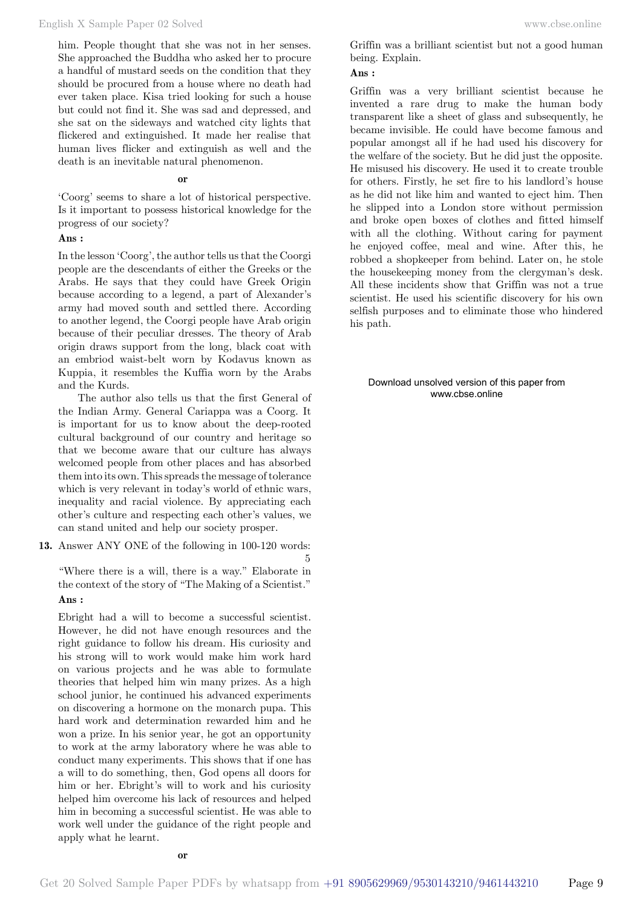him. People thought that she was not in her senses. She approached the Buddha who asked her to procure a handful of mustard seeds on the condition that they should be procured from a house where no death had ever taken place. Kisa tried looking for such a house but could not find it. She was sad and depressed, and she sat on the sideways and watched city lights that flickered and extinguished. It made her realise that human lives flicker and extinguish as well and the death is an inevitable natural phenomenon.

**or**

'Coorg' seems to share a lot of historical perspective. Is it important to possess historical knowledge for the progress of our society?

**Ans :**

In the lesson 'Coorg', the author tells us that the Coorgi people are the descendants of either the Greeks or the Arabs. He says that they could have Greek Origin because according to a legend, a part of Alexander's army had moved south and settled there. According to another legend, the Coorgi people have Arab origin because of their peculiar dresses. The theory of Arab origin draws support from the long, black coat with an embriod waist-belt worn by Kodavus known as Kuppia, it resembles the Kuffia worn by the Arabs and the Kurds.

The author also tells us that the first General of the Indian Army. General Cariappa was a Coorg. It is important for us to know about the deep-rooted cultural background of our country and heritage so that we become aware that our culture has always welcomed people from other places and has absorbed them into its own. This spreads the message of tolerance which is very relevant in today's world of ethnic wars, inequality and racial violence. By appreciating each other's culture and respecting each other's values, we can stand united and help our society prosper.

**13.** Answer ANY ONE of the following in 100-120 words: 5

"Where there is a will, there is a way." Elaborate in the context of the story of "The Making of a Scientist."

**Ans :**

Ebright had a will to become a successful scientist. However, he did not have enough resources and the right guidance to follow his dream. His curiosity and his strong will to work would make him work hard on various projects and he was able to formulate theories that helped him win many prizes. As a high school junior, he continued his advanced experiments on discovering a hormone on the monarch pupa. This hard work and determination rewarded him and he won a prize. In his senior year, he got an opportunity to work at the army laboratory where he was able to conduct many experiments. This shows that if one has a will to do something, then, God opens all doors for him or her. Ebright's will to work and his curiosity helped him overcome his lack of resources and helped him in becoming a successful scientist. He was able to work well under the guidance of the right people and apply what he learnt.

**or**

Griffin was a brilliant scientist but not a good human being. Explain.

**Ans :**

Griffin was a very brilliant scientist because he invented a rare drug to make the human body transparent like a sheet of glass and subsequently, he became invisible. He could have become famous and popular amongst all if he had used his discovery for the welfare of the society. But he did just the opposite. He misused his discovery. He used it to create trouble for others. Firstly, he set fire to his landlord's house as he did not like him and wanted to eject him. Then he slipped into a London store without permission and broke open boxes of clothes and fitted himself with all the clothing. Without caring for payment he enjoyed coffee, meal and wine. After this, he robbed a shopkeeper from behind. Later on, he stole the housekeeping money from the clergyman's desk. All these incidents show that Griffin was not a true scientist. He used his scientific discovery for his own selfish purposes and to eliminate those who hindered his path.

Download unsolved version of this paper from www.cbse.online